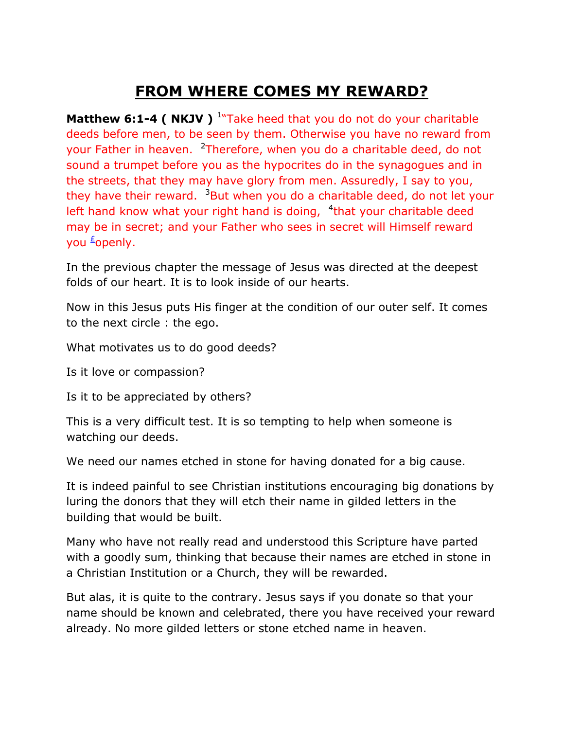# FROM WHERE COMES MY REWARD?

**Matthew 6:1-4 ( NKJV )** [1]"Take heed that you do not do your charitable deeds before men, to be seen by them. Otherwise you have no reward from your Father in heaven. [2]Therefore, when you do a charitable deed, do not sound a trumpet before you as the hypocrites do in the synagogues and in the streets, that they may have glory from men. Assuredly, I say to you, they have their reward. [3]But when you do a charitable deed, do not let your left hand know what your right hand is doing, [4]that your charitable deed may be in secret; and your Father who sees in secret will Himself reward you [£]openly.

In the previous chapter the message of Jesus was directed at the deepest folds of our heart. It is to look inside of our hearts.

Now in this Jesus puts His finger at the condition of our outer self. It comes to the next circle : the ego.

What motivates us to do good deeds?

Is it love or compassion?

Is it to be appreciated by others?

This is a very difficult test. It is so tempting to help when someone is watching our deeds.

We need our names etched in stone for having donated for a big cause.

It is indeed painful to see Christian institutions encouraging big donations by luring the donors that they will etch their name in gilded letters in the building that would be built.

Many who have not really read and understood this Scripture have parted with a goodly sum, thinking that because their names are etched in stone in a Christian Institution or a Church, they will be rewarded.

But alas, it is quite to the contrary. Jesus says if you donate so that your name should be known and celebrated, there you have received your reward already. No more gilded letters or stone etched name in heaven.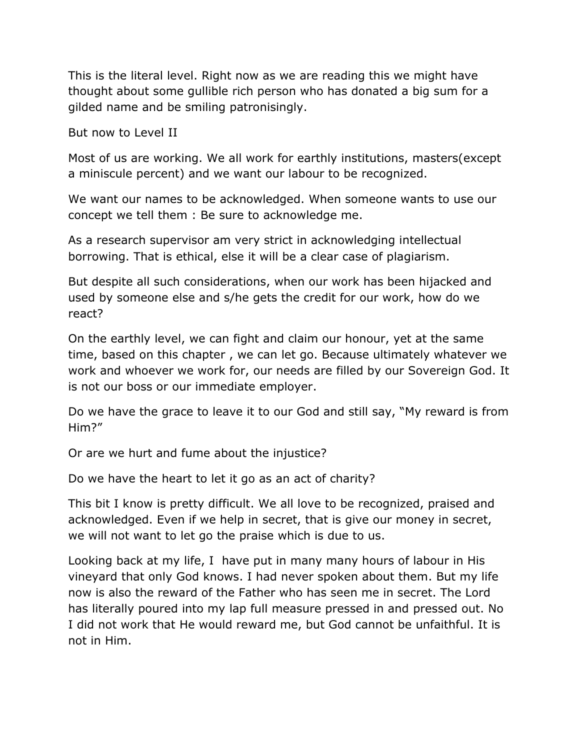This is the literal level. Right now as we are reading this we might have thought about some gullible rich person who has donated a big sum for a gilded name and be smiling patronisingly.

But now to Level II

Most of us are working. We all work for earthly institutions, masters(except a miniscule percent) and we want our labour to be recognized.

We want our names to be acknowledged. When someone wants to use our concept we tell them : Be sure to acknowledge me.

As a research supervisor am very strict in acknowledging intellectual borrowing. That is ethical, else it will be a clear case of plagiarism.

But despite all such considerations, when our work has been hijacked and used by someone else and s/he gets the credit for our work, how do we react?

On the earthly level, we can fight and claim our honour, yet at the same time, based on this chapter , we can let go. Because ultimately whatever we work and whoever we work for, our needs are filled by our Sovereign God. It is not our boss or our immediate employer.

Do we have the grace to leave it to our God and still say, "My reward is from Him?"

Or are we hurt and fume about the injustice?

Do we have the heart to let it go as an act of charity?

This bit I know is pretty difficult. We all love to be recognized, praised and acknowledged. Even if we help in secret, that is give our money in secret, we will not want to let go the praise which is due to us.

Looking back at my life, I have put in many many hours of labour in His vineyard that only God knows. I had never spoken about them. But my life now is also the reward of the Father who has seen me in secret. The Lord has literally poured into my lap full measure pressed in and pressed out. No I did not work that He would reward me, but God cannot be unfaithful. It is not in Him.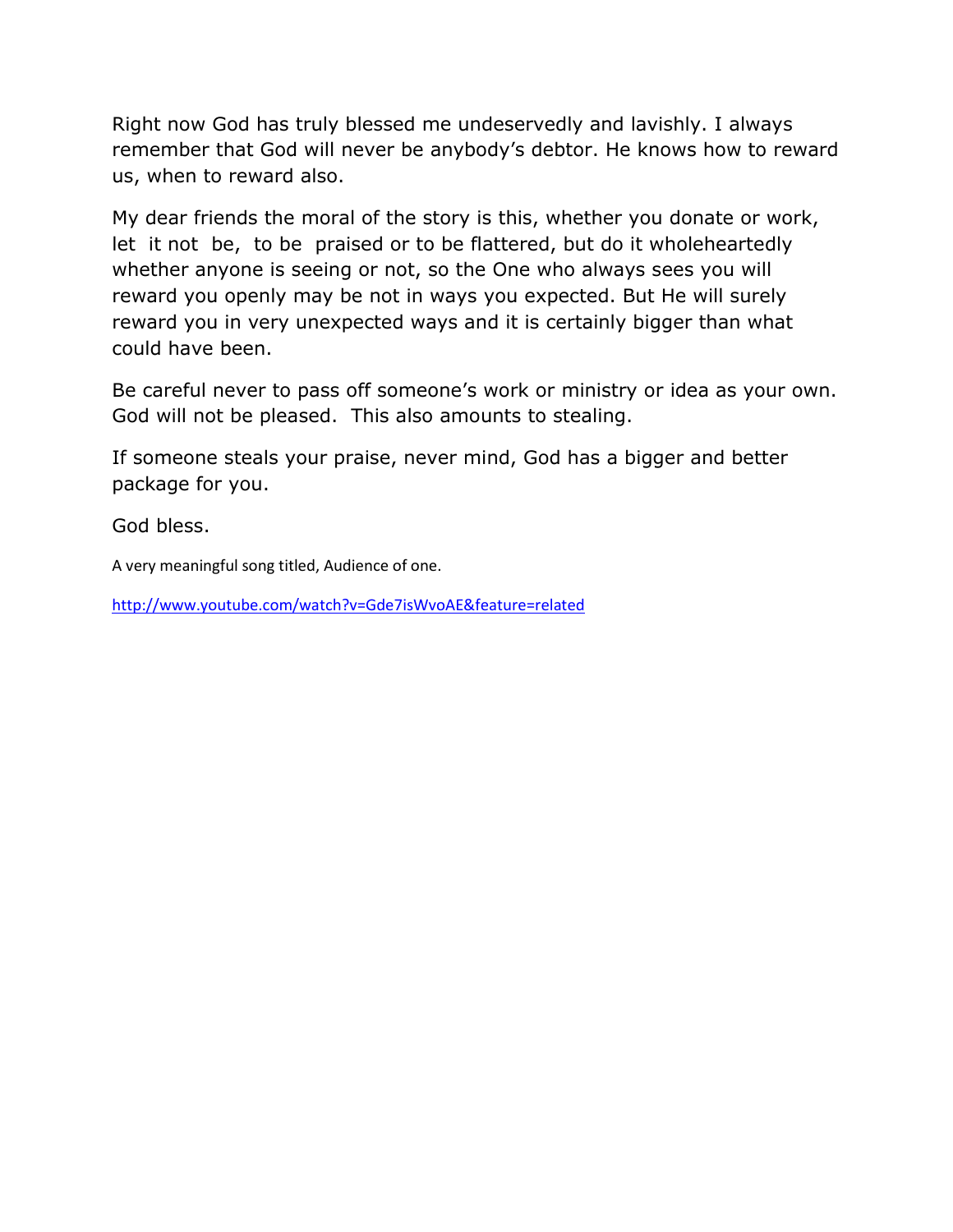Right now God has truly blessed me undeservedly and lavishly. I always remember that God will never be anybody's debtor. He knows how to reward us, when to reward also.

My dear friends the moral of the story is this, whether you donate or work, let it not be, to be praised or to be flattered, but do it wholeheartedly whether anyone is seeing or not, so the One who always sees you will reward you openly may be not in ways you expected. But He will surely reward you in very unexpected ways and it is certainly bigger than what could have been.

Be careful never to pass off someone's work or ministry or idea as your own. God will not be pleased. This also amounts to stealing.

If someone steals your praise, never mind, God has a bigger and better package for you.

God bless.

A very meaningful song titled, Audience of one.

http://www.youtube.com/watch?v=Gde7isWvoAE&feature=related